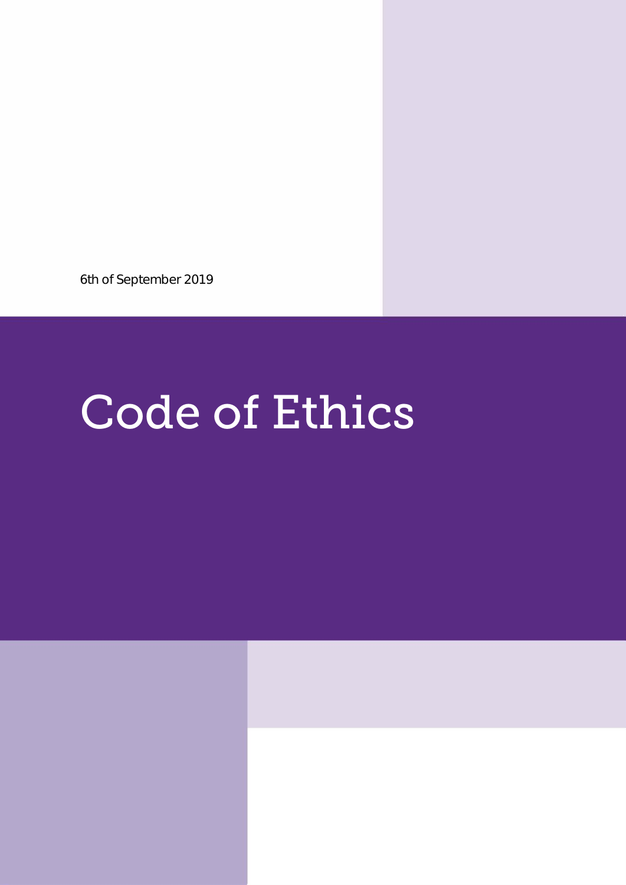6th of September 2019

# Code of Ethics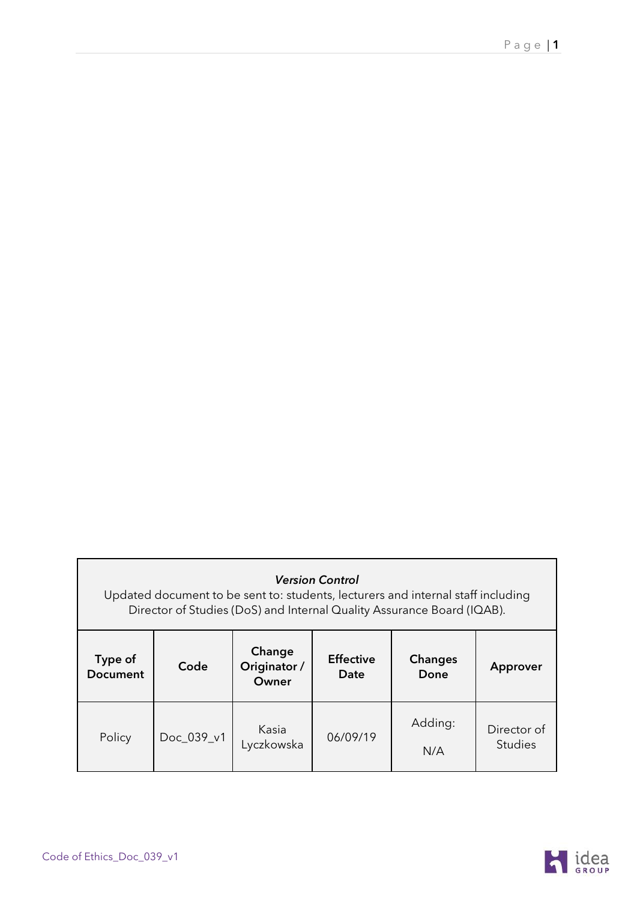| *Version Control*<br>Updated document to be sent to: students, lecturers and internal staff including Director of Studies (DoS) and Internal Quality Assurance Board (IQAB). | | | | | |
|---|---|---|---|---|---|
| **Type of Document** | **Code** | **Change Originator / Owner** | **Effective Date** | **Changes Done** | **Approver** |
| Policy | Doc_039_v1 | Kasia Lyczkowska | 06/09/19 | Adding:<br>N/A | Director of Studies |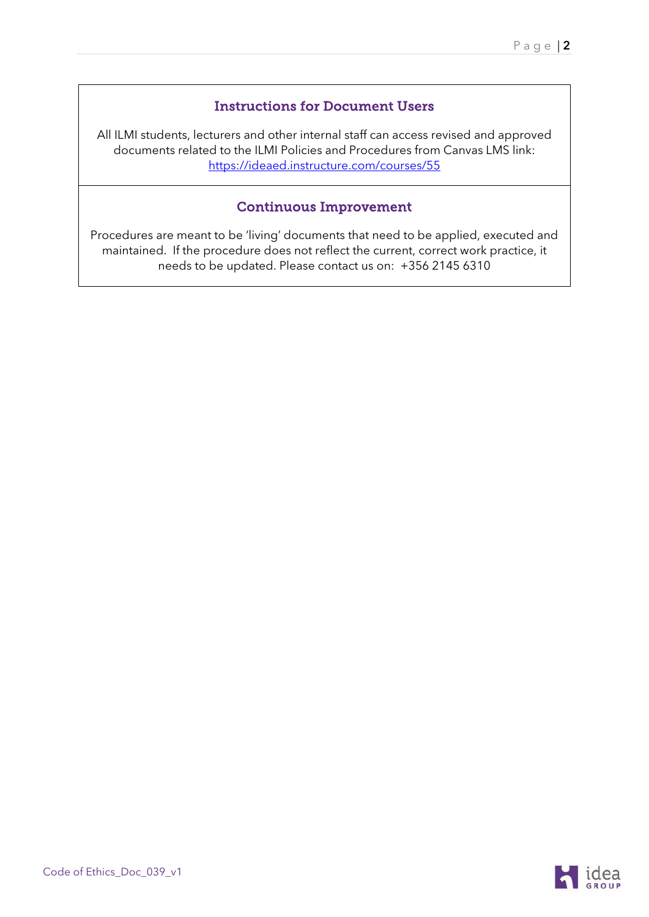## Instructions for Document Users

All ILMI students, lecturers and other internal staff can access revised and approved documents related to the ILMI Policies and Procedures from Canvas LMS link: https://ideaed.instructure.com/courses/55

## Continuous Improvement

Procedures are meant to be 'living' documents that need to be applied, executed and maintained. If the procedure does not reflect the current, correct work practice, it needs to be updated. Please contact us on: +356 2145 6310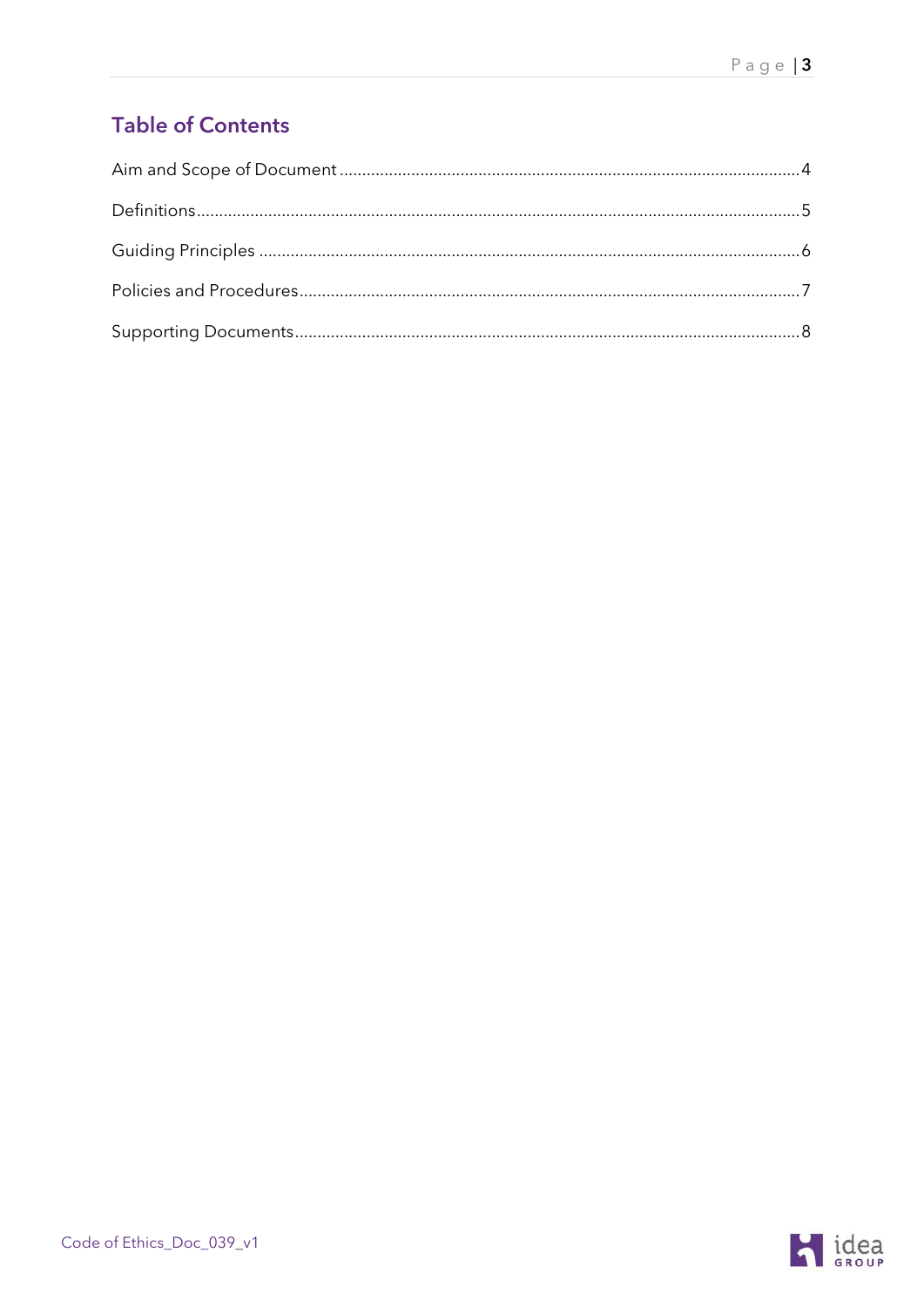## Table of Contents

Aim and Scope of Document .......... 4

Definitions .......... 5

Guiding Principles .......... 6

Policies and Procedures .......... 7

Supporting Documents .......... 8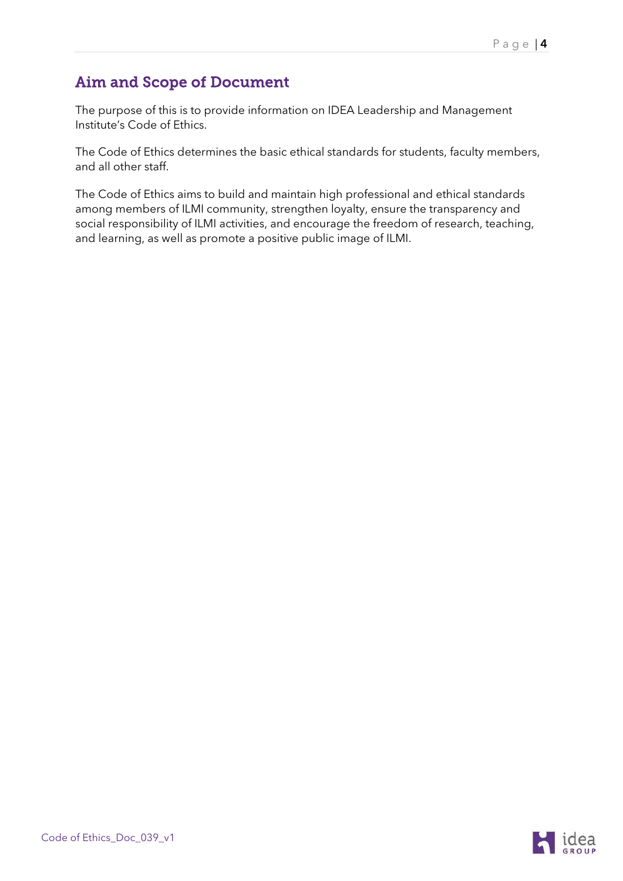## Aim and Scope of Document

The purpose of this is to provide information on IDEA Leadership and Management Institute's Code of Ethics.

The Code of Ethics determines the basic ethical standards for students, faculty members, and all other staff.

The Code of Ethics aims to build and maintain high professional and ethical standards among members of ILMI community, strengthen loyalty, ensure the transparency and social responsibility of ILMI activities, and encourage the freedom of research, teaching, and learning, as well as promote a positive public image of ILMI.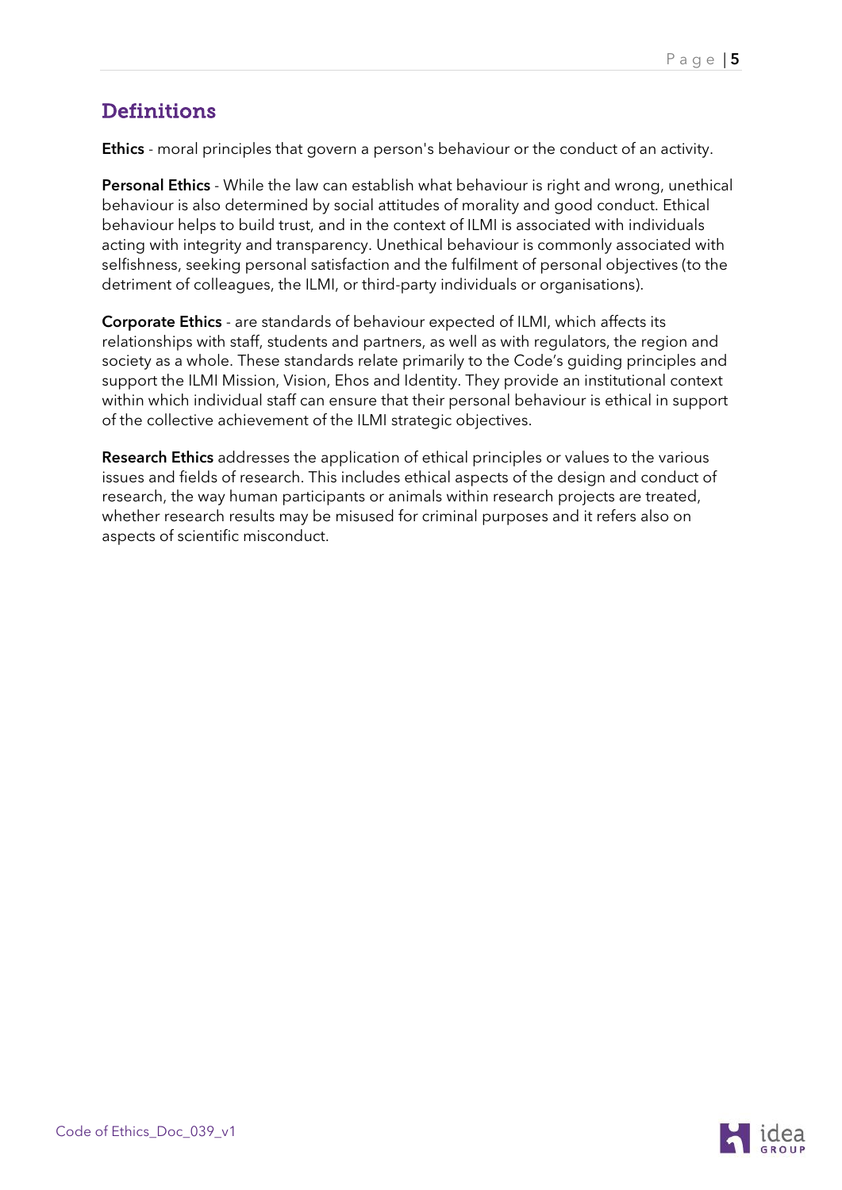## Definitions

**Ethics** - moral principles that govern a person's behaviour or the conduct of an activity.

**Personal Ethics** - While the law can establish what behaviour is right and wrong, unethical behaviour is also determined by social attitudes of morality and good conduct. Ethical behaviour helps to build trust, and in the context of ILMI is associated with individuals acting with integrity and transparency. Unethical behaviour is commonly associated with selfishness, seeking personal satisfaction and the fulfilment of personal objectives (to the detriment of colleagues, the ILMI, or third-party individuals or organisations).

**Corporate Ethics** - are standards of behaviour expected of ILMI, which affects its relationships with staff, students and partners, as well as with regulators, the region and society as a whole. These standards relate primarily to the Code's guiding principles and support the ILMI Mission, Vision, Ehos and Identity. They provide an institutional context within which individual staff can ensure that their personal behaviour is ethical in support of the collective achievement of the ILMI strategic objectives.

**Research Ethics** addresses the application of ethical principles or values to the various issues and fields of research. This includes ethical aspects of the design and conduct of research, the way human participants or animals within research projects are treated, whether research results may be misused for criminal purposes and it refers also on aspects of scientific misconduct.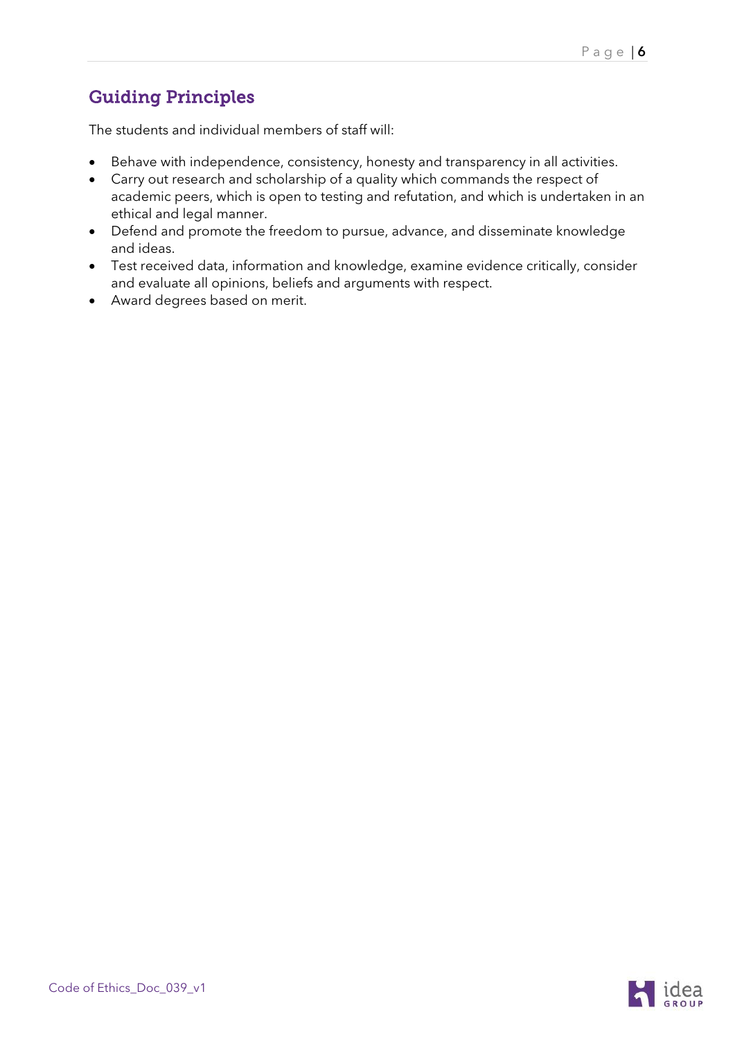## Guiding Principles

The students and individual members of staff will:

- Behave with independence, consistency, honesty and transparency in all activities.
- Carry out research and scholarship of a quality which commands the respect of academic peers, which is open to testing and refutation, and which is undertaken in an ethical and legal manner.
- Defend and promote the freedom to pursue, advance, and disseminate knowledge and ideas.
- Test received data, information and knowledge, examine evidence critically, consider and evaluate all opinions, beliefs and arguments with respect.
- Award degrees based on merit.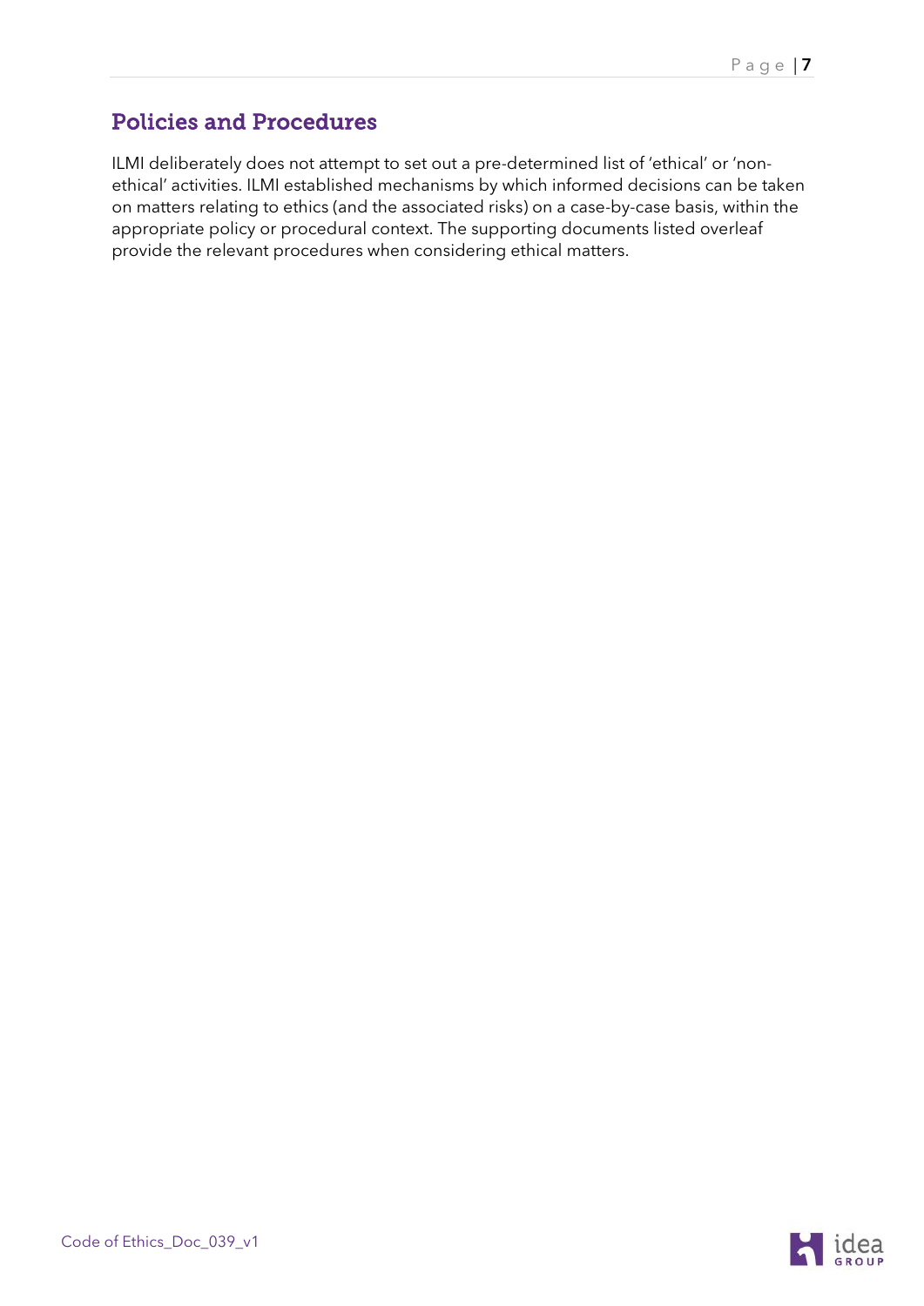## Policies and Procedures

ILMI deliberately does not attempt to set out a pre-determined list of 'ethical' or 'non-ethical' activities. ILMI established mechanisms by which informed decisions can be taken on matters relating to ethics (and the associated risks) on a case-by-case basis, within the appropriate policy or procedural context. The supporting documents listed overleaf provide the relevant procedures when considering ethical matters.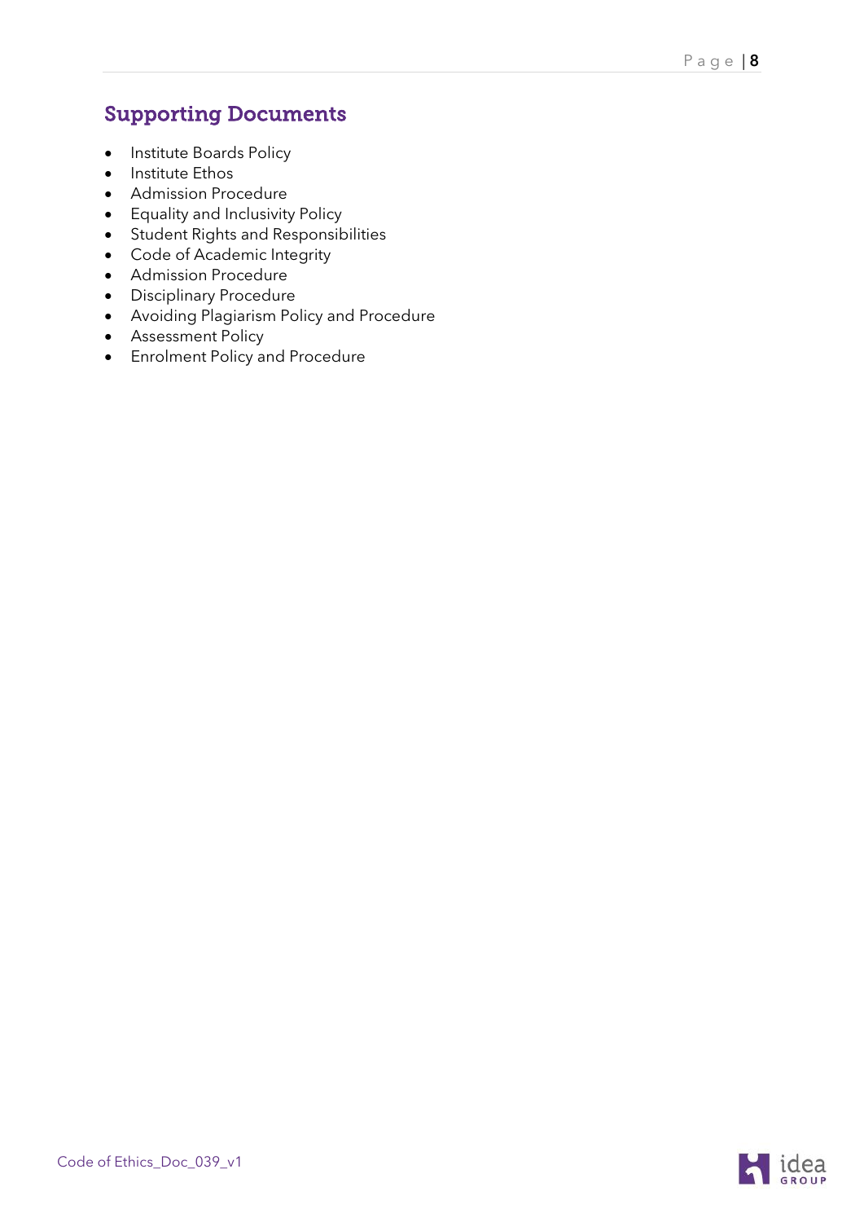## Supporting Documents

- Institute Boards Policy
- Institute Ethos
- Admission Procedure
- Equality and Inclusivity Policy
- Student Rights and Responsibilities
- Code of Academic Integrity
- Admission Procedure
- Disciplinary Procedure
- Avoiding Plagiarism Policy and Procedure
- Assessment Policy
- Enrolment Policy and Procedure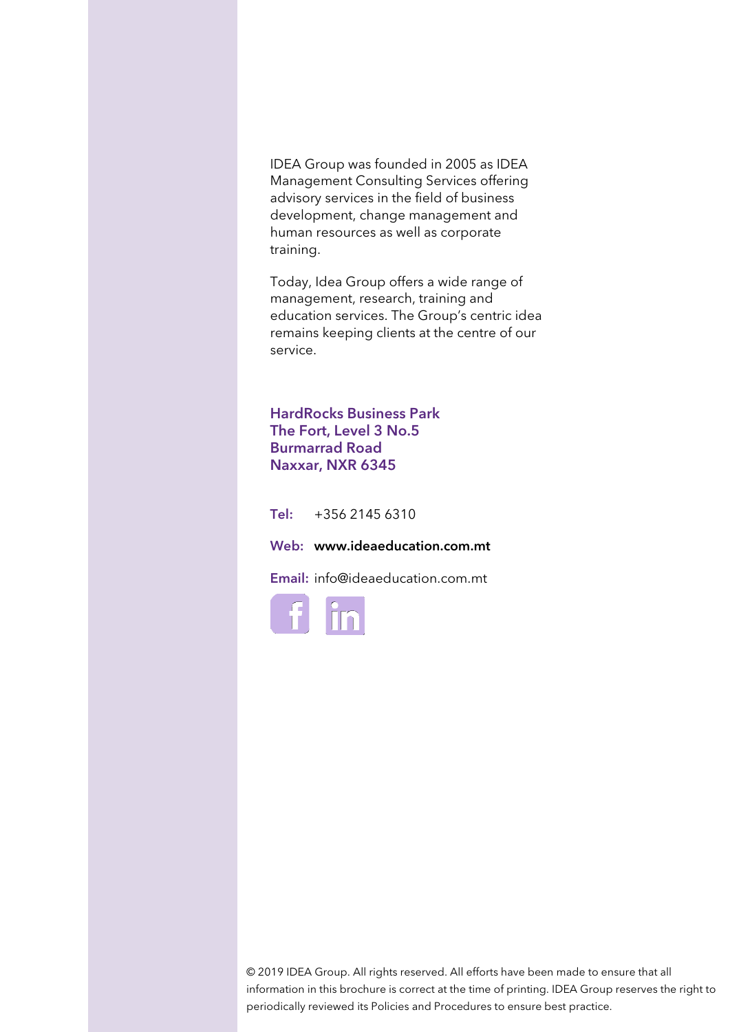IDEA Group was founded in 2005 as IDEA Management Consulting Services offering advisory services in the field of business development, change management and human resources as well as corporate training.

Today, Idea Group offers a wide range of management, research, training and education services. The Group's centric idea remains keeping clients at the centre of our service.

**HardRocks Business Park**
**The Fort, Level 3 No.5**
**Burmarrad Road**
**Naxxar, NXR 6345**

**Tel:** +356 2145 6310

**Web:** **www.ideaeducation.com.mt**

**Email:** info@ideaeducation.com.mt

© 2019 IDEA Group. All rights reserved. All efforts have been made to ensure that all information in this brochure is correct at the time of printing. IDEA Group reserves the right to periodically reviewed its Policies and Procedures to ensure best practice.